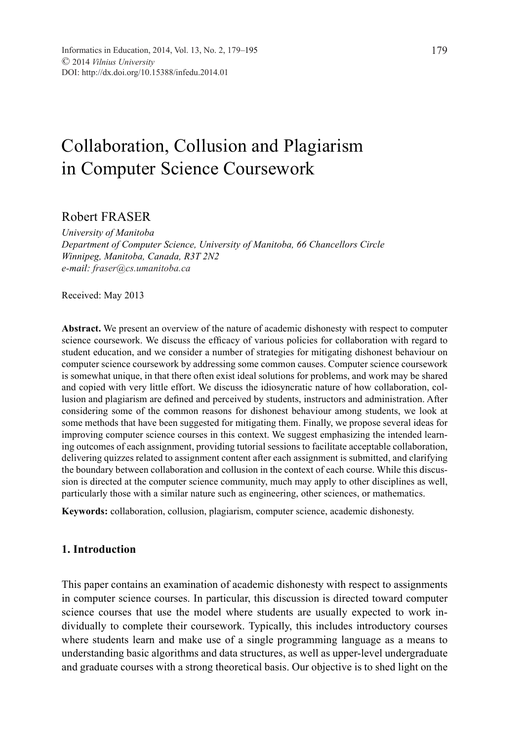# Collaboration, Collusion and Plagiarism in Computer Science Coursework

Robert FRASER

*University of Manitoba*
*Department of Computer Science, University of Manitoba, 66 Chancellors Circle*
*Winnipeg, Manitoba, Canada, R3T 2N2*
*e-mail: fraser@cs.umanitoba.ca*

Received: May 2013

**Abstract.** We present an overview of the nature of academic dishonesty with respect to computer science coursework. We discuss the efficacy of various policies for collaboration with regard to student education, and we consider a number of strategies for mitigating dishonest behaviour on computer science coursework by addressing some common causes. Computer science coursework is somewhat unique, in that there often exist ideal solutions for problems, and work may be shared and copied with very little effort. We discuss the idiosyncratic nature of how collaboration, collusion and plagiarism are defined and perceived by students, instructors and administration. After considering some of the common reasons for dishonest behaviour among students, we look at some methods that have been suggested for mitigating them. Finally, we propose several ideas for improving computer science courses in this context. We suggest emphasizing the intended learning outcomes of each assignment, providing tutorial sessions to facilitate acceptable collaboration, delivering quizzes related to assignment content after each assignment is submitted, and clarifying the boundary between collaboration and collusion in the context of each course. While this discussion is directed at the computer science community, much may apply to other disciplines as well, particularly those with a similar nature such as engineering, other sciences, or mathematics.

**Keywords:** collaboration, collusion, plagiarism, computer science, academic dishonesty.

## 1. Introduction

This paper contains an examination of academic dishonesty with respect to assignments in computer science courses. In particular, this discussion is directed toward computer science courses that use the model where students are usually expected to work individually to complete their coursework. Typically, this includes introductory courses where students learn and make use of a single programming language as a means to understanding basic algorithms and data structures, as well as upper-level undergraduate and graduate courses with a strong theoretical basis. Our objective is to shed light on the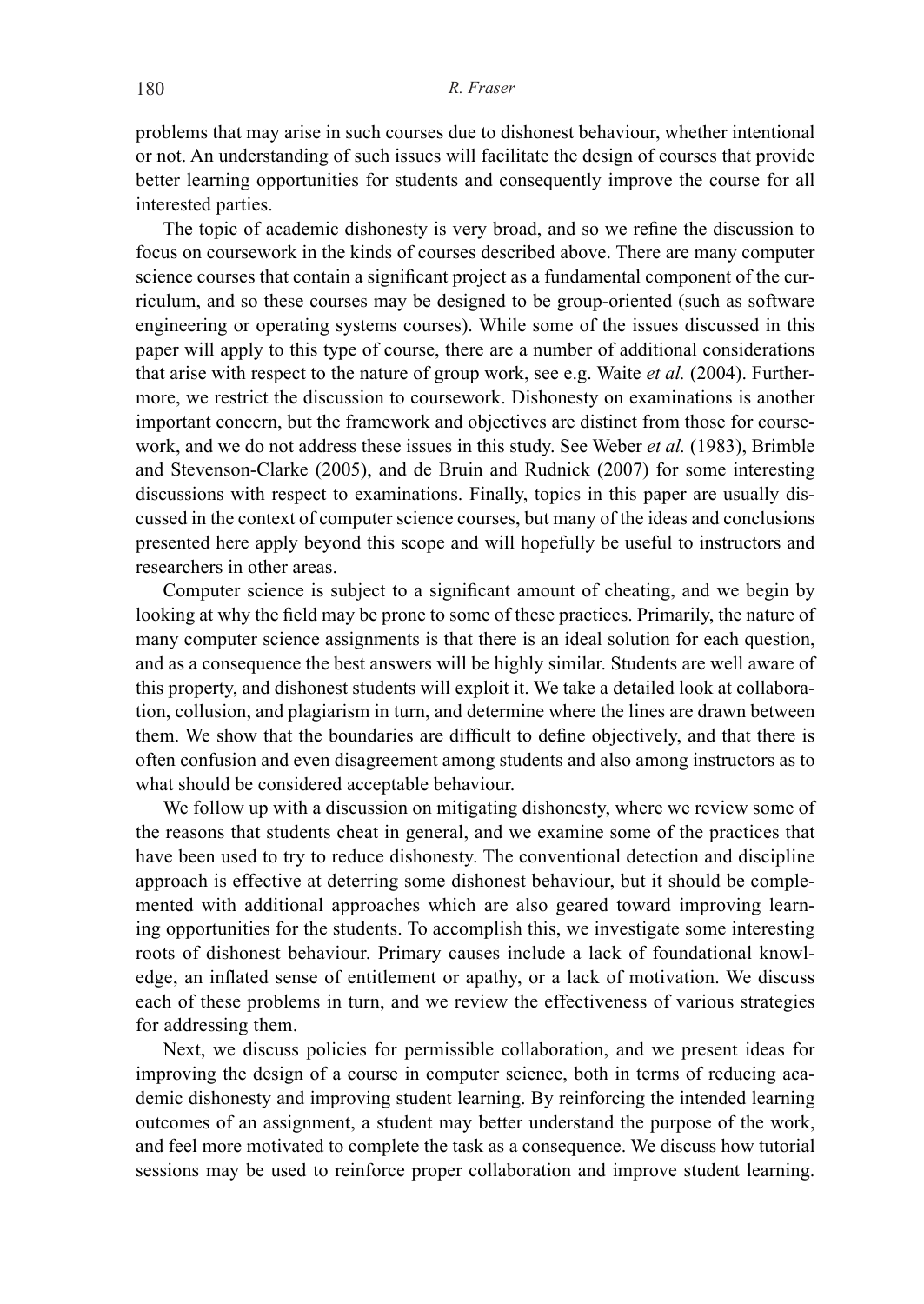problems that may arise in such courses due to dishonest behaviour, whether intentional or not. An understanding of such issues will facilitate the design of courses that provide better learning opportunities for students and consequently improve the course for all interested parties.

The topic of academic dishonesty is very broad, and so we refine the discussion to focus on coursework in the kinds of courses described above. There are many computer science courses that contain a significant project as a fundamental component of the curriculum, and so these courses may be designed to be group-oriented (such as software engineering or operating systems courses). While some of the issues discussed in this paper will apply to this type of course, there are a number of additional considerations that arise with respect to the nature of group work, see e.g. Waite *et al.* (2004). Furthermore, we restrict the discussion to coursework. Dishonesty on examinations is another important concern, but the framework and objectives are distinct from those for coursework, and we do not address these issues in this study. See Weber *et al.* (1983), Brimble and Stevenson-Clarke (2005), and de Bruin and Rudnick (2007) for some interesting discussions with respect to examinations. Finally, topics in this paper are usually discussed in the context of computer science courses, but many of the ideas and conclusions presented here apply beyond this scope and will hopefully be useful to instructors and researchers in other areas.

Computer science is subject to a significant amount of cheating, and we begin by looking at why the field may be prone to some of these practices. Primarily, the nature of many computer science assignments is that there is an ideal solution for each question, and as a consequence the best answers will be highly similar. Students are well aware of this property, and dishonest students will exploit it. We take a detailed look at collaboration, collusion, and plagiarism in turn, and determine where the lines are drawn between them. We show that the boundaries are difficult to define objectively, and that there is often confusion and even disagreement among students and also among instructors as to what should be considered acceptable behaviour.

We follow up with a discussion on mitigating dishonesty, where we review some of the reasons that students cheat in general, and we examine some of the practices that have been used to try to reduce dishonesty. The conventional detection and discipline approach is effective at deterring some dishonest behaviour, but it should be complemented with additional approaches which are also geared toward improving learning opportunities for the students. To accomplish this, we investigate some interesting roots of dishonest behaviour. Primary causes include a lack of foundational knowledge, an inflated sense of entitlement or apathy, or a lack of motivation. We discuss each of these problems in turn, and we review the effectiveness of various strategies for addressing them.

Next, we discuss policies for permissible collaboration, and we present ideas for improving the design of a course in computer science, both in terms of reducing academic dishonesty and improving student learning. By reinforcing the intended learning outcomes of an assignment, a student may better understand the purpose of the work, and feel more motivated to complete the task as a consequence. We discuss how tutorial sessions may be used to reinforce proper collaboration and improve student learning.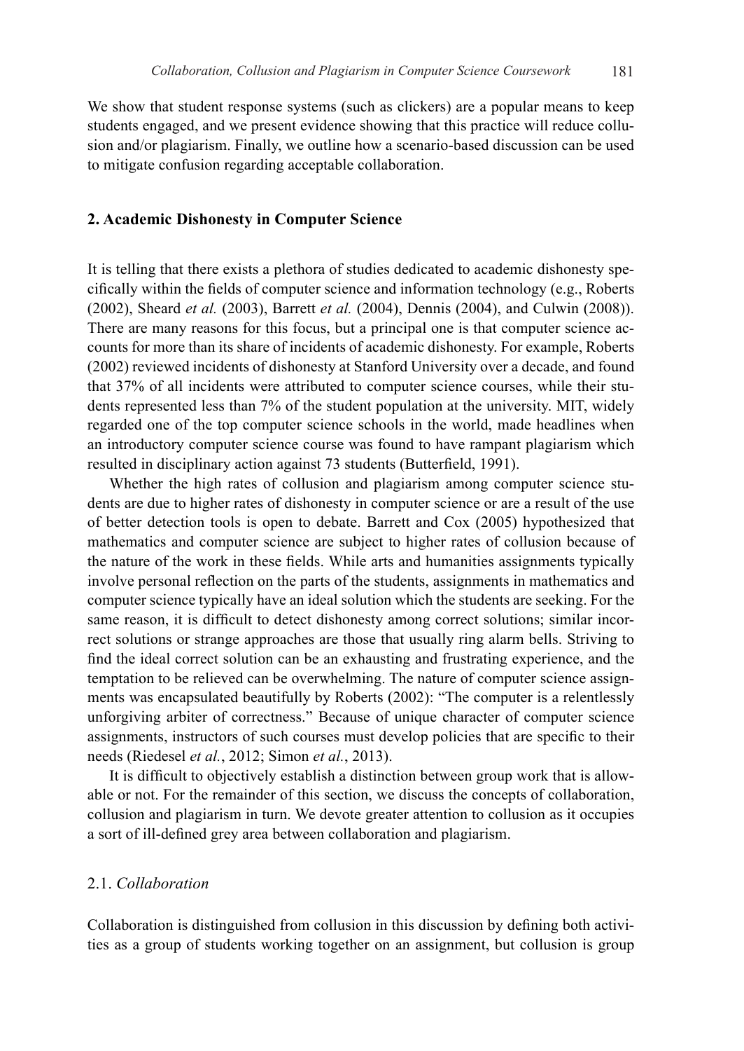We show that student response systems (such as clickers) are a popular means to keep students engaged, and we present evidence showing that this practice will reduce collusion and/or plagiarism. Finally, we outline how a scenario-based discussion can be used to mitigate confusion regarding acceptable collaboration.

## 2. Academic Dishonesty in Computer Science

It is telling that there exists a plethora of studies dedicated to academic dishonesty specifically within the fields of computer science and information technology (e.g., Roberts (2002), Sheard *et al.* (2003), Barrett *et al.* (2004), Dennis (2004), and Culwin (2008)). There are many reasons for this focus, but a principal one is that computer science accounts for more than its share of incidents of academic dishonesty. For example, Roberts (2002) reviewed incidents of dishonesty at Stanford University over a decade, and found that 37% of all incidents were attributed to computer science courses, while their students represented less than 7% of the student population at the university. MIT, widely regarded one of the top computer science schools in the world, made headlines when an introductory computer science course was found to have rampant plagiarism which resulted in disciplinary action against 73 students (Butterfield, 1991).

Whether the high rates of collusion and plagiarism among computer science students are due to higher rates of dishonesty in computer science or are a result of the use of better detection tools is open to debate. Barrett and Cox (2005) hypothesized that mathematics and computer science are subject to higher rates of collusion because of the nature of the work in these fields. While arts and humanities assignments typically involve personal reflection on the parts of the students, assignments in mathematics and computer science typically have an ideal solution which the students are seeking. For the same reason, it is difficult to detect dishonesty among correct solutions; similar incorrect solutions or strange approaches are those that usually ring alarm bells. Striving to find the ideal correct solution can be an exhausting and frustrating experience, and the temptation to be relieved can be overwhelming. The nature of computer science assignments was encapsulated beautifully by Roberts (2002): "The computer is a relentlessly unforgiving arbiter of correctness." Because of unique character of computer science assignments, instructors of such courses must develop policies that are specific to their needs (Riedesel *et al.*, 2012; Simon *et al.*, 2013).

It is difficult to objectively establish a distinction between group work that is allowable or not. For the remainder of this section, we discuss the concepts of collaboration, collusion and plagiarism in turn. We devote greater attention to collusion as it occupies a sort of ill-defined grey area between collaboration and plagiarism.

### 2.1. *Collaboration*

Collaboration is distinguished from collusion in this discussion by defining both activities as a group of students working together on an assignment, but collusion is group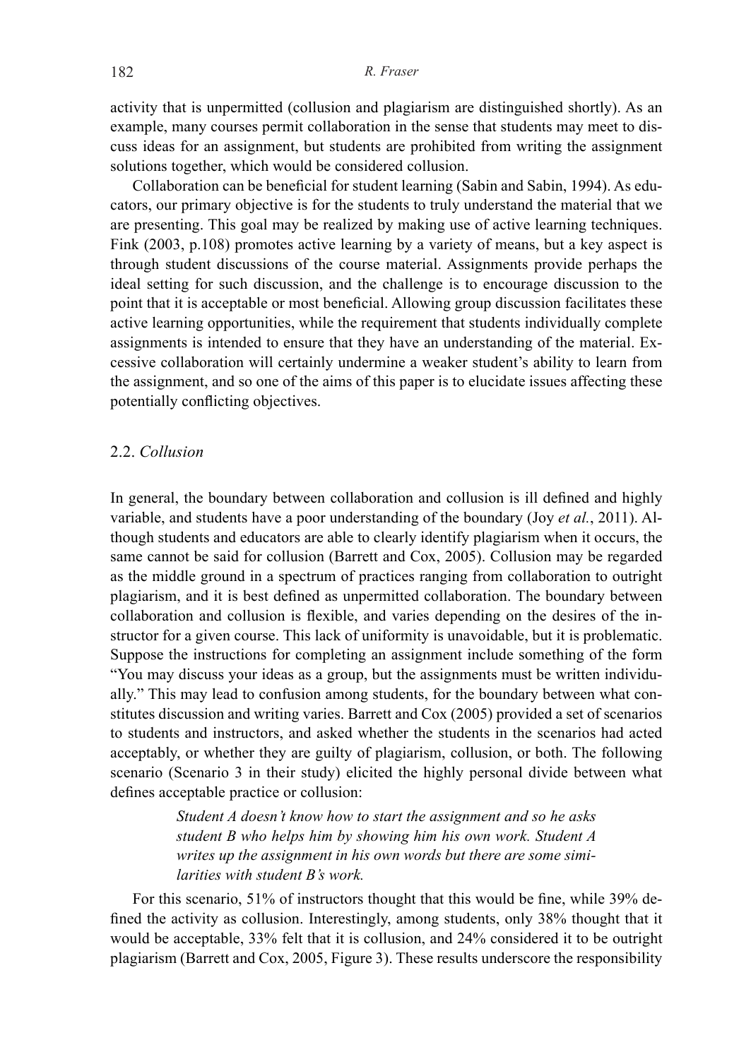activity that is unpermitted (collusion and plagiarism are distinguished shortly). As an example, many courses permit collaboration in the sense that students may meet to discuss ideas for an assignment, but students are prohibited from writing the assignment solutions together, which would be considered collusion.

Collaboration can be beneficial for student learning (Sabin and Sabin, 1994). As educators, our primary objective is for the students to truly understand the material that we are presenting. This goal may be realized by making use of active learning techniques. Fink (2003, p.108) promotes active learning by a variety of means, but a key aspect is through student discussions of the course material. Assignments provide perhaps the ideal setting for such discussion, and the challenge is to encourage discussion to the point that it is acceptable or most beneficial. Allowing group discussion facilitates these active learning opportunities, while the requirement that students individually complete assignments is intended to ensure that they have an understanding of the material. Excessive collaboration will certainly undermine a weaker student's ability to learn from the assignment, and so one of the aims of this paper is to elucidate issues affecting these potentially conflicting objectives.

### 2.2. *Collusion*

In general, the boundary between collaboration and collusion is ill defined and highly variable, and students have a poor understanding of the boundary (Joy *et al.*, 2011). Although students and educators are able to clearly identify plagiarism when it occurs, the same cannot be said for collusion (Barrett and Cox, 2005). Collusion may be regarded as the middle ground in a spectrum of practices ranging from collaboration to outright plagiarism, and it is best defined as unpermitted collaboration. The boundary between collaboration and collusion is flexible, and varies depending on the desires of the instructor for a given course. This lack of uniformity is unavoidable, but it is problematic. Suppose the instructions for completing an assignment include something of the form "You may discuss your ideas as a group, but the assignments must be written individually." This may lead to confusion among students, for the boundary between what constitutes discussion and writing varies. Barrett and Cox (2005) provided a set of scenarios to students and instructors, and asked whether the students in the scenarios had acted acceptably, or whether they are guilty of plagiarism, collusion, or both. The following scenario (Scenario 3 in their study) elicited the highly personal divide between what defines acceptable practice or collusion:

> *Student A doesn't know how to start the assignment and so he asks student B who helps him by showing him his own work. Student A writes up the assignment in his own words but there are some similarities with student B's work.*

For this scenario, 51% of instructors thought that this would be fine, while 39% defined the activity as collusion. Interestingly, among students, only 38% thought that it would be acceptable, 33% felt that it is collusion, and 24% considered it to be outright plagiarism (Barrett and Cox, 2005, Figure 3). These results underscore the responsibility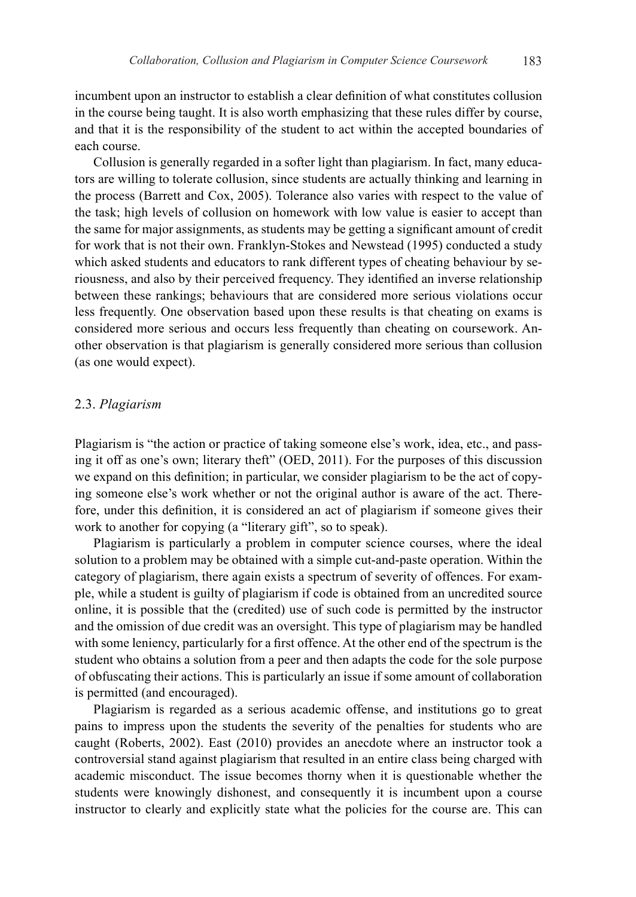incumbent upon an instructor to establish a clear definition of what constitutes collusion in the course being taught. It is also worth emphasizing that these rules differ by course, and that it is the responsibility of the student to act within the accepted boundaries of each course.

Collusion is generally regarded in a softer light than plagiarism. In fact, many educators are willing to tolerate collusion, since students are actually thinking and learning in the process (Barrett and Cox, 2005). Tolerance also varies with respect to the value of the task; high levels of collusion on homework with low value is easier to accept than the same for major assignments, as students may be getting a significant amount of credit for work that is not their own. Franklyn-Stokes and Newstead (1995) conducted a study which asked students and educators to rank different types of cheating behaviour by seriousness, and also by their perceived frequency. They identified an inverse relationship between these rankings; behaviours that are considered more serious violations occur less frequently. One observation based upon these results is that cheating on exams is considered more serious and occurs less frequently than cheating on coursework. Another observation is that plagiarism is generally considered more serious than collusion (as one would expect).

### 2.3. *Plagiarism*

Plagiarism is "the action or practice of taking someone else's work, idea, etc., and passing it off as one's own; literary theft" (OED, 2011). For the purposes of this discussion we expand on this definition; in particular, we consider plagiarism to be the act of copying someone else's work whether or not the original author is aware of the act. Therefore, under this definition, it is considered an act of plagiarism if someone gives their work to another for copying (a "literary gift", so to speak).

Plagiarism is particularly a problem in computer science courses, where the ideal solution to a problem may be obtained with a simple cut-and-paste operation. Within the category of plagiarism, there again exists a spectrum of severity of offences. For example, while a student is guilty of plagiarism if code is obtained from an uncredited source online, it is possible that the (credited) use of such code is permitted by the instructor and the omission of due credit was an oversight. This type of plagiarism may be handled with some leniency, particularly for a first offence. At the other end of the spectrum is the student who obtains a solution from a peer and then adapts the code for the sole purpose of obfuscating their actions. This is particularly an issue if some amount of collaboration is permitted (and encouraged).

Plagiarism is regarded as a serious academic offense, and institutions go to great pains to impress upon the students the severity of the penalties for students who are caught (Roberts, 2002). East (2010) provides an anecdote where an instructor took a controversial stand against plagiarism that resulted in an entire class being charged with academic misconduct. The issue becomes thorny when it is questionable whether the students were knowingly dishonest, and consequently it is incumbent upon a course instructor to clearly and explicitly state what the policies for the course are. This can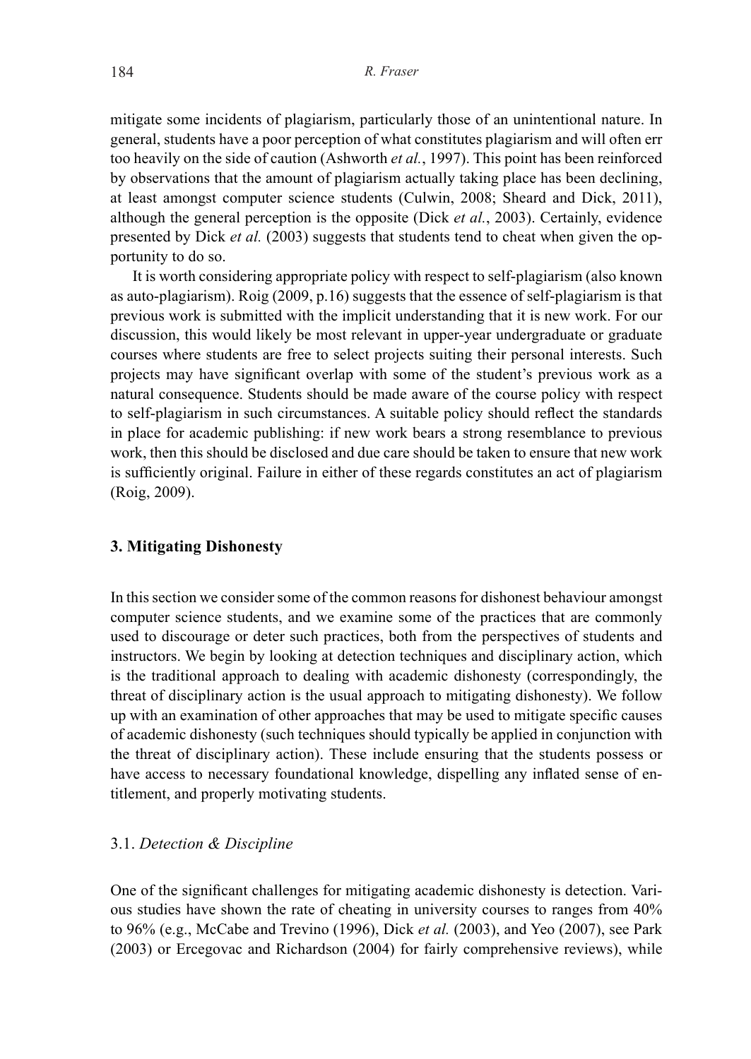mitigate some incidents of plagiarism, particularly those of an unintentional nature. In general, students have a poor perception of what constitutes plagiarism and will often err too heavily on the side of caution (Ashworth *et al.*, 1997). This point has been reinforced by observations that the amount of plagiarism actually taking place has been declining, at least amongst computer science students (Culwin, 2008; Sheard and Dick, 2011), although the general perception is the opposite (Dick *et al.*, 2003). Certainly, evidence presented by Dick *et al.* (2003) suggests that students tend to cheat when given the opportunity to do so.

It is worth considering appropriate policy with respect to self-plagiarism (also known as auto-plagiarism). Roig (2009, p.16) suggests that the essence of self-plagiarism is that previous work is submitted with the implicit understanding that it is new work. For our discussion, this would likely be most relevant in upper-year undergraduate or graduate courses where students are free to select projects suiting their personal interests. Such projects may have significant overlap with some of the student's previous work as a natural consequence. Students should be made aware of the course policy with respect to self-plagiarism in such circumstances. A suitable policy should reflect the standards in place for academic publishing: if new work bears a strong resemblance to previous work, then this should be disclosed and due care should be taken to ensure that new work is sufficiently original. Failure in either of these regards constitutes an act of plagiarism (Roig, 2009).

## 3. Mitigating Dishonesty

In this section we consider some of the common reasons for dishonest behaviour amongst computer science students, and we examine some of the practices that are commonly used to discourage or deter such practices, both from the perspectives of students and instructors. We begin by looking at detection techniques and disciplinary action, which is the traditional approach to dealing with academic dishonesty (correspondingly, the threat of disciplinary action is the usual approach to mitigating dishonesty). We follow up with an examination of other approaches that may be used to mitigate specific causes of academic dishonesty (such techniques should typically be applied in conjunction with the threat of disciplinary action). These include ensuring that the students possess or have access to necessary foundational knowledge, dispelling any inflated sense of entitlement, and properly motivating students.

### 3.1. *Detection & Discipline*

One of the significant challenges for mitigating academic dishonesty is detection. Various studies have shown the rate of cheating in university courses to ranges from 40% to 96% (e.g., McCabe and Trevino (1996), Dick *et al.* (2003), and Yeo (2007), see Park (2003) or Ercegovac and Richardson (2004) for fairly comprehensive reviews), while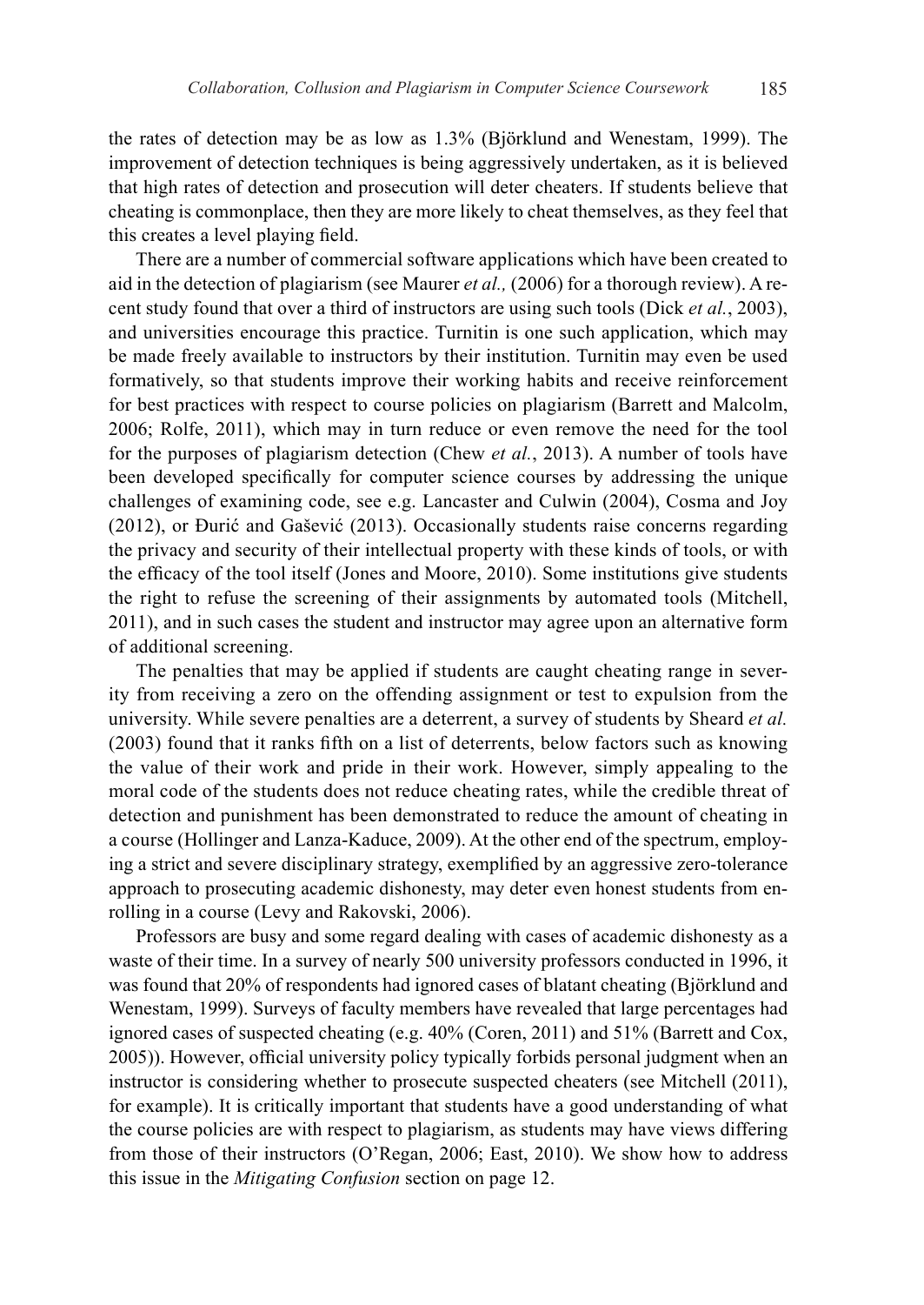the rates of detection may be as low as 1.3% (Björklund and Wenestam, 1999). The improvement of detection techniques is being aggressively undertaken, as it is believed that high rates of detection and prosecution will deter cheaters. If students believe that cheating is commonplace, then they are more likely to cheat themselves, as they feel that this creates a level playing field.

There are a number of commercial software applications which have been created to aid in the detection of plagiarism (see Maurer *et al.,* (2006) for a thorough review). A recent study found that over a third of instructors are using such tools (Dick *et al.*, 2003), and universities encourage this practice. Turnitin is one such application, which may be made freely available to instructors by their institution. Turnitin may even be used formatively, so that students improve their working habits and receive reinforcement for best practices with respect to course policies on plagiarism (Barrett and Malcolm, 2006; Rolfe, 2011), which may in turn reduce or even remove the need for the tool for the purposes of plagiarism detection (Chew *et al.*, 2013). A number of tools have been developed specifically for computer science courses by addressing the unique challenges of examining code, see e.g. Lancaster and Culwin (2004), Cosma and Joy (2012), or Đurić and Gašević (2013). Occasionally students raise concerns regarding the privacy and security of their intellectual property with these kinds of tools, or with the efficacy of the tool itself (Jones and Moore, 2010). Some institutions give students the right to refuse the screening of their assignments by automated tools (Mitchell, 2011), and in such cases the student and instructor may agree upon an alternative form of additional screening.

The penalties that may be applied if students are caught cheating range in severity from receiving a zero on the offending assignment or test to expulsion from the university. While severe penalties are a deterrent, a survey of students by Sheard *et al.* (2003) found that it ranks fifth on a list of deterrents, below factors such as knowing the value of their work and pride in their work. However, simply appealing to the moral code of the students does not reduce cheating rates, while the credible threat of detection and punishment has been demonstrated to reduce the amount of cheating in a course (Hollinger and Lanza-Kaduce, 2009). At the other end of the spectrum, employing a strict and severe disciplinary strategy, exemplified by an aggressive zero-tolerance approach to prosecuting academic dishonesty, may deter even honest students from enrolling in a course (Levy and Rakovski, 2006).

Professors are busy and some regard dealing with cases of academic dishonesty as a waste of their time. In a survey of nearly 500 university professors conducted in 1996, it was found that 20% of respondents had ignored cases of blatant cheating (Björklund and Wenestam, 1999). Surveys of faculty members have revealed that large percentages had ignored cases of suspected cheating (e.g. 40% (Coren, 2011) and 51% (Barrett and Cox, 2005)). However, official university policy typically forbids personal judgment when an instructor is considering whether to prosecute suspected cheaters (see Mitchell (2011), for example). It is critically important that students have a good understanding of what the course policies are with respect to plagiarism, as students may have views differing from those of their instructors (O'Regan, 2006; East, 2010). We show how to address this issue in the *Mitigating Confusion* section on page 12.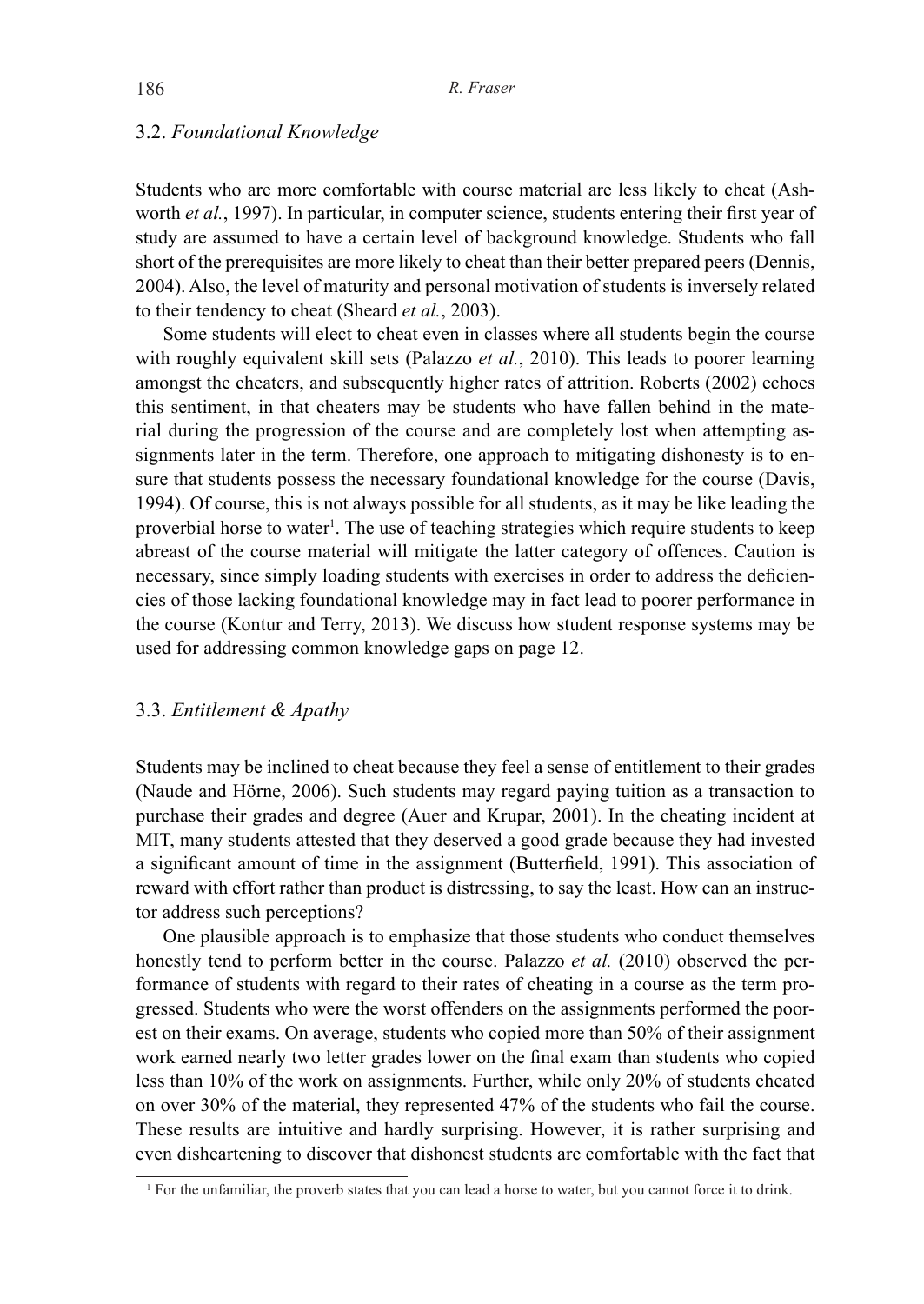### 3.2. *Foundational Knowledge*

Students who are more comfortable with course material are less likely to cheat (Ashworth *et al.*, 1997). In particular, in computer science, students entering their first year of study are assumed to have a certain level of background knowledge. Students who fall short of the prerequisites are more likely to cheat than their better prepared peers (Dennis, 2004). Also, the level of maturity and personal motivation of students is inversely related to their tendency to cheat (Sheard *et al.*, 2003).

Some students will elect to cheat even in classes where all students begin the course with roughly equivalent skill sets (Palazzo *et al.*, 2010). This leads to poorer learning amongst the cheaters, and subsequently higher rates of attrition. Roberts (2002) echoes this sentiment, in that cheaters may be students who have fallen behind in the material during the progression of the course and are completely lost when attempting assignments later in the term. Therefore, one approach to mitigating dishonesty is to ensure that students possess the necessary foundational knowledge for the course (Davis, 1994). Of course, this is not always possible for all students, as it may be like leading the proverbial horse to water[1]. The use of teaching strategies which require students to keep abreast of the course material will mitigate the latter category of offences. Caution is necessary, since simply loading students with exercises in order to address the deficiencies of those lacking foundational knowledge may in fact lead to poorer performance in the course (Kontur and Terry, 2013). We discuss how student response systems may be used for addressing common knowledge gaps on page 12.

### 3.3. *Entitlement & Apathy*

Students may be inclined to cheat because they feel a sense of entitlement to their grades (Naude and Hörne, 2006). Such students may regard paying tuition as a transaction to purchase their grades and degree (Auer and Krupar, 2001). In the cheating incident at MIT, many students attested that they deserved a good grade because they had invested a significant amount of time in the assignment (Butterfield, 1991). This association of reward with effort rather than product is distressing, to say the least. How can an instructor address such perceptions?

One plausible approach is to emphasize that those students who conduct themselves honestly tend to perform better in the course. Palazzo *et al.* (2010) observed the performance of students with regard to their rates of cheating in a course as the term progressed. Students who were the worst offenders on the assignments performed the poorest on their exams. On average, students who copied more than 50% of their assignment work earned nearly two letter grades lower on the final exam than students who copied less than 10% of the work on assignments. Further, while only 20% of students cheated on over 30% of the material, they represented 47% of the students who fail the course. These results are intuitive and hardly surprising. However, it is rather surprising and even disheartening to discover that dishonest students are comfortable with the fact that

[1] For the unfamiliar, the proverb states that you can lead a horse to water, but you cannot force it to drink.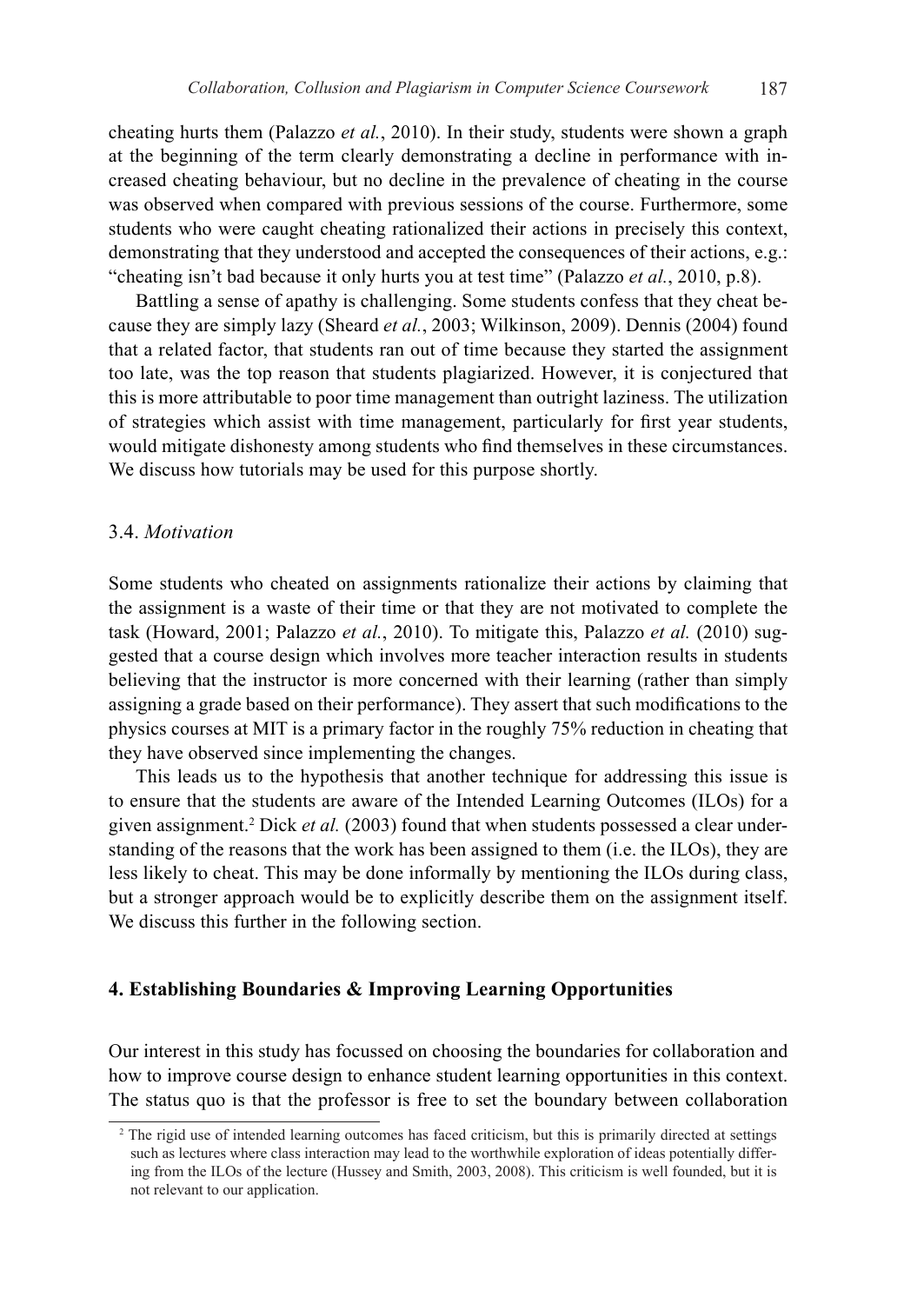cheating hurts them (Palazzo *et al.*, 2010). In their study, students were shown a graph at the beginning of the term clearly demonstrating a decline in performance with increased cheating behaviour, but no decline in the prevalence of cheating in the course was observed when compared with previous sessions of the course. Furthermore, some students who were caught cheating rationalized their actions in precisely this context, demonstrating that they understood and accepted the consequences of their actions, e.g.: "cheating isn't bad because it only hurts you at test time" (Palazzo *et al.*, 2010, p.8).

Battling a sense of apathy is challenging. Some students confess that they cheat because they are simply lazy (Sheard *et al.*, 2003; Wilkinson, 2009). Dennis (2004) found that a related factor, that students ran out of time because they started the assignment too late, was the top reason that students plagiarized. However, it is conjectured that this is more attributable to poor time management than outright laziness. The utilization of strategies which assist with time management, particularly for first year students, would mitigate dishonesty among students who find themselves in these circumstances. We discuss how tutorials may be used for this purpose shortly.

### 3.4. *Motivation*

Some students who cheated on assignments rationalize their actions by claiming that the assignment is a waste of their time or that they are not motivated to complete the task (Howard, 2001; Palazzo *et al.*, 2010). To mitigate this, Palazzo *et al.* (2010) suggested that a course design which involves more teacher interaction results in students believing that the instructor is more concerned with their learning (rather than simply assigning a grade based on their performance). They assert that such modifications to the physics courses at MIT is a primary factor in the roughly 75% reduction in cheating that they have observed since implementing the changes.

This leads us to the hypothesis that another technique for addressing this issue is to ensure that the students are aware of the Intended Learning Outcomes (ILOs) for a given assignment.[2] Dick *et al.* (2003) found that when students possessed a clear understanding of the reasons that the work has been assigned to them (i.e. the ILOs), they are less likely to cheat. This may be done informally by mentioning the ILOs during class, but a stronger approach would be to explicitly describe them on the assignment itself. We discuss this further in the following section.

## 4. Establishing Boundaries & Improving Learning Opportunities

Our interest in this study has focussed on choosing the boundaries for collaboration and how to improve course design to enhance student learning opportunities in this context. The status quo is that the professor is free to set the boundary between collaboration

[2] The rigid use of intended learning outcomes has faced criticism, but this is primarily directed at settings such as lectures where class interaction may lead to the worthwhile exploration of ideas potentially differing from the ILOs of the lecture (Hussey and Smith, 2003, 2008). This criticism is well founded, but it is not relevant to our application.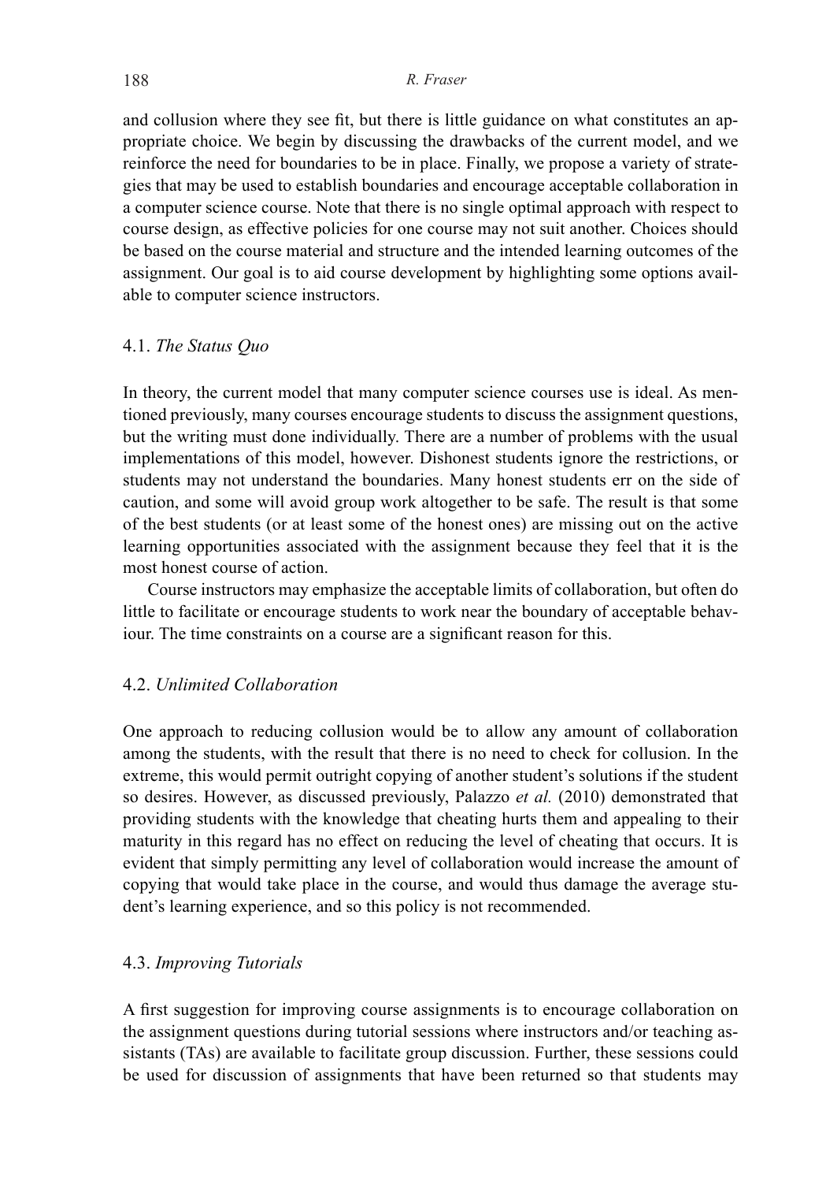and collusion where they see fit, but there is little guidance on what constitutes an appropriate choice. We begin by discussing the drawbacks of the current model, and we reinforce the need for boundaries to be in place. Finally, we propose a variety of strategies that may be used to establish boundaries and encourage acceptable collaboration in a computer science course. Note that there is no single optimal approach with respect to course design, as effective policies for one course may not suit another. Choices should be based on the course material and structure and the intended learning outcomes of the assignment. Our goal is to aid course development by highlighting some options available to computer science instructors.

### 4.1. *The Status Quo*

In theory, the current model that many computer science courses use is ideal. As mentioned previously, many courses encourage students to discuss the assignment questions, but the writing must done individually. There are a number of problems with the usual implementations of this model, however. Dishonest students ignore the restrictions, or students may not understand the boundaries. Many honest students err on the side of caution, and some will avoid group work altogether to be safe. The result is that some of the best students (or at least some of the honest ones) are missing out on the active learning opportunities associated with the assignment because they feel that it is the most honest course of action.

Course instructors may emphasize the acceptable limits of collaboration, but often do little to facilitate or encourage students to work near the boundary of acceptable behaviour. The time constraints on a course are a significant reason for this.

### 4.2. *Unlimited Collaboration*

One approach to reducing collusion would be to allow any amount of collaboration among the students, with the result that there is no need to check for collusion. In the extreme, this would permit outright copying of another student's solutions if the student so desires. However, as discussed previously, Palazzo *et al.* (2010) demonstrated that providing students with the knowledge that cheating hurts them and appealing to their maturity in this regard has no effect on reducing the level of cheating that occurs. It is evident that simply permitting any level of collaboration would increase the amount of copying that would take place in the course, and would thus damage the average student's learning experience, and so this policy is not recommended.

### 4.3. *Improving Tutorials*

A first suggestion for improving course assignments is to encourage collaboration on the assignment questions during tutorial sessions where instructors and/or teaching assistants (TAs) are available to facilitate group discussion. Further, these sessions could be used for discussion of assignments that have been returned so that students may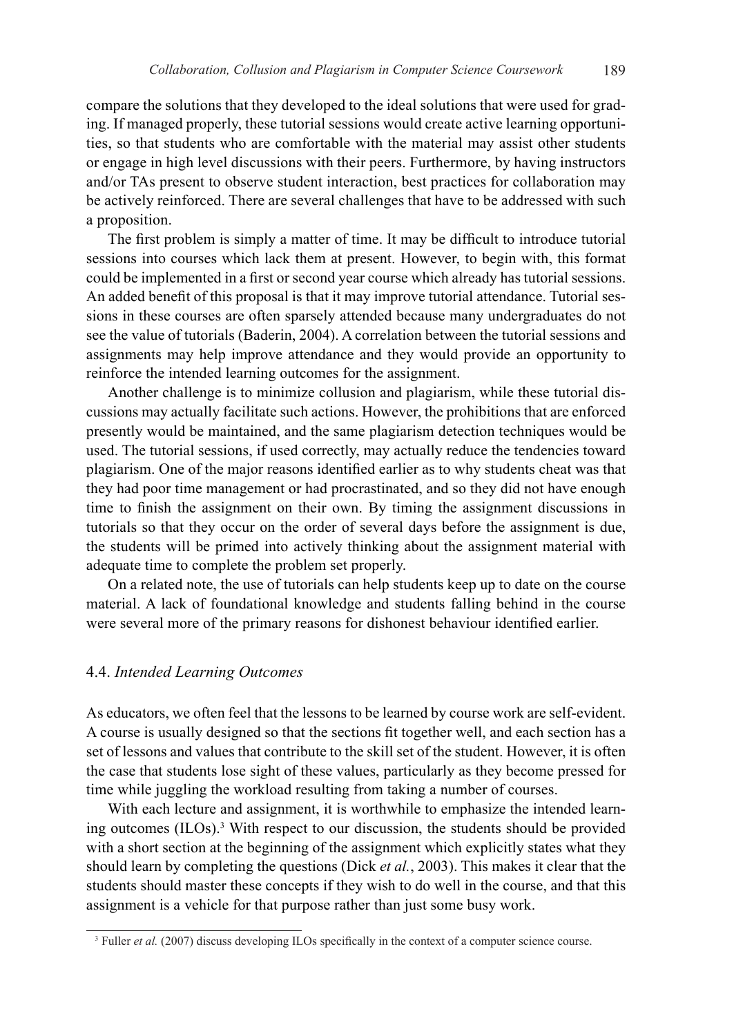compare the solutions that they developed to the ideal solutions that were used for grading. If managed properly, these tutorial sessions would create active learning opportunities, so that students who are comfortable with the material may assist other students or engage in high level discussions with their peers. Furthermore, by having instructors and/or TAs present to observe student interaction, best practices for collaboration may be actively reinforced. There are several challenges that have to be addressed with such a proposition.

The first problem is simply a matter of time. It may be difficult to introduce tutorial sessions into courses which lack them at present. However, to begin with, this format could be implemented in a first or second year course which already has tutorial sessions. An added benefit of this proposal is that it may improve tutorial attendance. Tutorial sessions in these courses are often sparsely attended because many undergraduates do not see the value of tutorials (Baderin, 2004). A correlation between the tutorial sessions and assignments may help improve attendance and they would provide an opportunity to reinforce the intended learning outcomes for the assignment.

Another challenge is to minimize collusion and plagiarism, while these tutorial discussions may actually facilitate such actions. However, the prohibitions that are enforced presently would be maintained, and the same plagiarism detection techniques would be used. The tutorial sessions, if used correctly, may actually reduce the tendencies toward plagiarism. One of the major reasons identified earlier as to why students cheat was that they had poor time management or had procrastinated, and so they did not have enough time to finish the assignment on their own. By timing the assignment discussions in tutorials so that they occur on the order of several days before the assignment is due, the students will be primed into actively thinking about the assignment material with adequate time to complete the problem set properly.

On a related note, the use of tutorials can help students keep up to date on the course material. A lack of foundational knowledge and students falling behind in the course were several more of the primary reasons for dishonest behaviour identified earlier.

### 4.4. *Intended Learning Outcomes*

As educators, we often feel that the lessons to be learned by course work are self-evident. A course is usually designed so that the sections fit together well, and each section has a set of lessons and values that contribute to the skill set of the student. However, it is often the case that students lose sight of these values, particularly as they become pressed for time while juggling the workload resulting from taking a number of courses.

With each lecture and assignment, it is worthwhile to emphasize the intended learning outcomes (ILOs).[3] With respect to our discussion, the students should be provided with a short section at the beginning of the assignment which explicitly states what they should learn by completing the questions (Dick *et al.*, 2003). This makes it clear that the students should master these concepts if they wish to do well in the course, and that this assignment is a vehicle for that purpose rather than just some busy work.

[3] Fuller *et al.* (2007) discuss developing ILOs specifically in the context of a computer science course.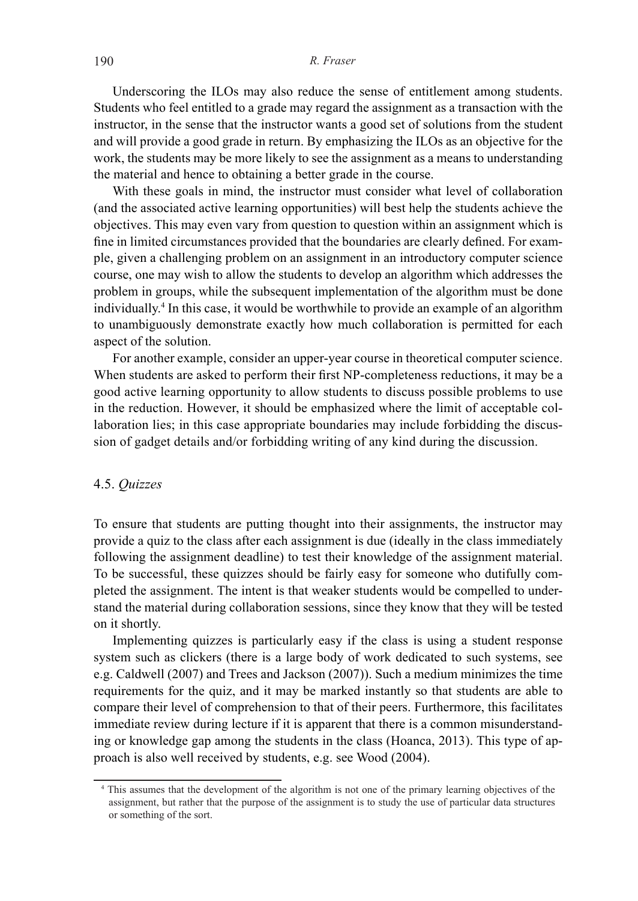Underscoring the ILOs may also reduce the sense of entitlement among students. Students who feel entitled to a grade may regard the assignment as a transaction with the instructor, in the sense that the instructor wants a good set of solutions from the student and will provide a good grade in return. By emphasizing the ILOs as an objective for the work, the students may be more likely to see the assignment as a means to understanding the material and hence to obtaining a better grade in the course.

With these goals in mind, the instructor must consider what level of collaboration (and the associated active learning opportunities) will best help the students achieve the objectives. This may even vary from question to question within an assignment which is fine in limited circumstances provided that the boundaries are clearly defined. For example, given a challenging problem on an assignment in an introductory computer science course, one may wish to allow the students to develop an algorithm which addresses the problem in groups, while the subsequent implementation of the algorithm must be done individually.[4] In this case, it would be worthwhile to provide an example of an algorithm to unambiguously demonstrate exactly how much collaboration is permitted for each aspect of the solution.

For another example, consider an upper-year course in theoretical computer science. When students are asked to perform their first NP-completeness reductions, it may be a good active learning opportunity to allow students to discuss possible problems to use in the reduction. However, it should be emphasized where the limit of acceptable collaboration lies; in this case appropriate boundaries may include forbidding the discussion of gadget details and/or forbidding writing of any kind during the discussion.

### 4.5. *Quizzes*

To ensure that students are putting thought into their assignments, the instructor may provide a quiz to the class after each assignment is due (ideally in the class immediately following the assignment deadline) to test their knowledge of the assignment material. To be successful, these quizzes should be fairly easy for someone who dutifully completed the assignment. The intent is that weaker students would be compelled to understand the material during collaboration sessions, since they know that they will be tested on it shortly.

Implementing quizzes is particularly easy if the class is using a student response system such as clickers (there is a large body of work dedicated to such systems, see e.g. Caldwell (2007) and Trees and Jackson (2007)). Such a medium minimizes the time requirements for the quiz, and it may be marked instantly so that students are able to compare their level of comprehension to that of their peers. Furthermore, this facilitates immediate review during lecture if it is apparent that there is a common misunderstanding or knowledge gap among the students in the class (Hoanca, 2013). This type of approach is also well received by students, e.g. see Wood (2004).

---

[4] This assumes that the development of the algorithm is not one of the primary learning objectives of the assignment, but rather that the purpose of the assignment is to study the use of particular data structures or something of the sort.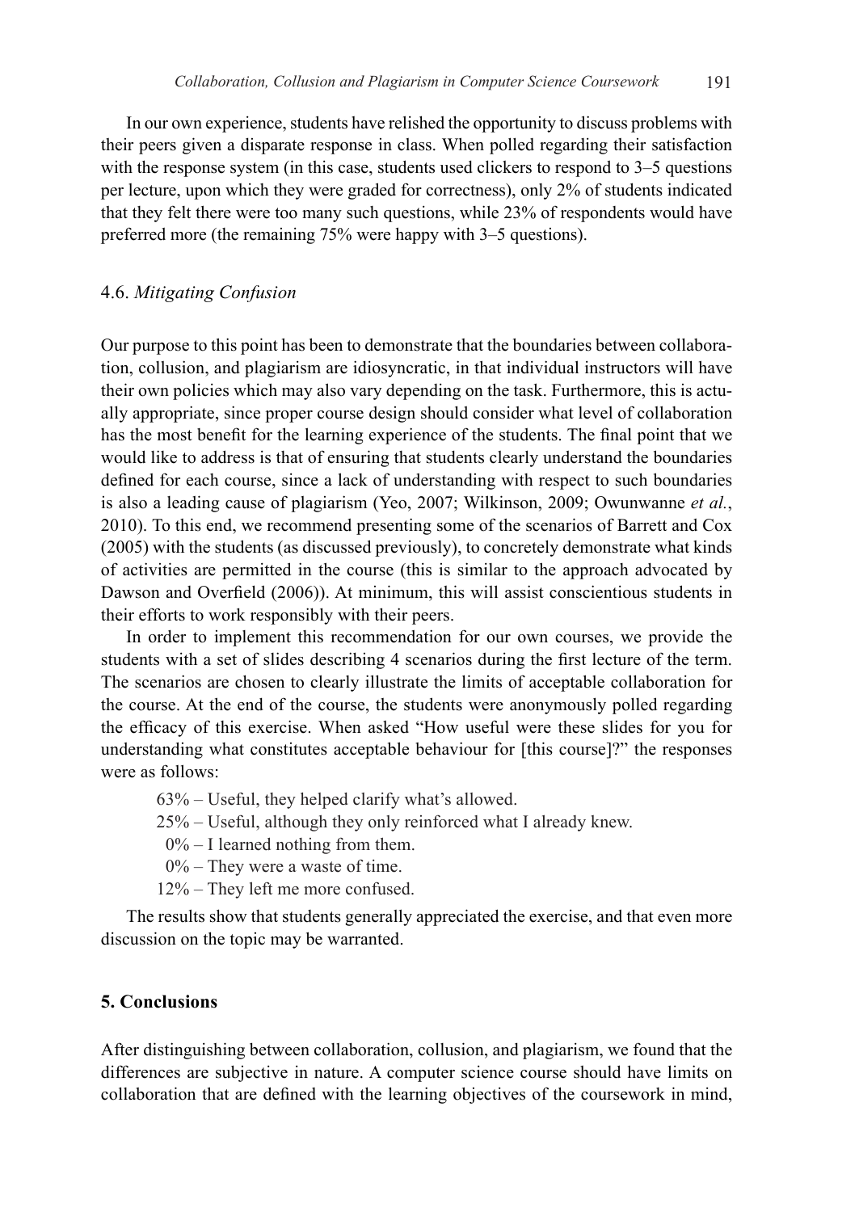In our own experience, students have relished the opportunity to discuss problems with their peers given a disparate response in class. When polled regarding their satisfaction with the response system (in this case, students used clickers to respond to 3–5 questions per lecture, upon which they were graded for correctness), only 2% of students indicated that they felt there were too many such questions, while 23% of respondents would have preferred more (the remaining 75% were happy with 3–5 questions).

### 4.6. *Mitigating Confusion*

Our purpose to this point has been to demonstrate that the boundaries between collaboration, collusion, and plagiarism are idiosyncratic, in that individual instructors will have their own policies which may also vary depending on the task. Furthermore, this is actually appropriate, since proper course design should consider what level of collaboration has the most benefit for the learning experience of the students. The final point that we would like to address is that of ensuring that students clearly understand the boundaries defined for each course, since a lack of understanding with respect to such boundaries is also a leading cause of plagiarism (Yeo, 2007; Wilkinson, 2009; Owunwanne *et al.*, 2010). To this end, we recommend presenting some of the scenarios of Barrett and Cox (2005) with the students (as discussed previously), to concretely demonstrate what kinds of activities are permitted in the course (this is similar to the approach advocated by Dawson and Overfield (2006)). At minimum, this will assist conscientious students in their efforts to work responsibly with their peers.

In order to implement this recommendation for our own courses, we provide the students with a set of slides describing 4 scenarios during the first lecture of the term. The scenarios are chosen to clearly illustrate the limits of acceptable collaboration for the course. At the end of the course, the students were anonymously polled regarding the efficacy of this exercise. When asked "How useful were these slides for you for understanding what constitutes acceptable behaviour for [this course]?" the responses were as follows:

- 63% – Useful, they helped clarify what's allowed.
- 25% – Useful, although they only reinforced what I already knew.
- 0% – I learned nothing from them.
- 0% – They were a waste of time.
- 12% – They left me more confused.

The results show that students generally appreciated the exercise, and that even more discussion on the topic may be warranted.

## 5. Conclusions

After distinguishing between collaboration, collusion, and plagiarism, we found that the differences are subjective in nature. A computer science course should have limits on collaboration that are defined with the learning objectives of the coursework in mind,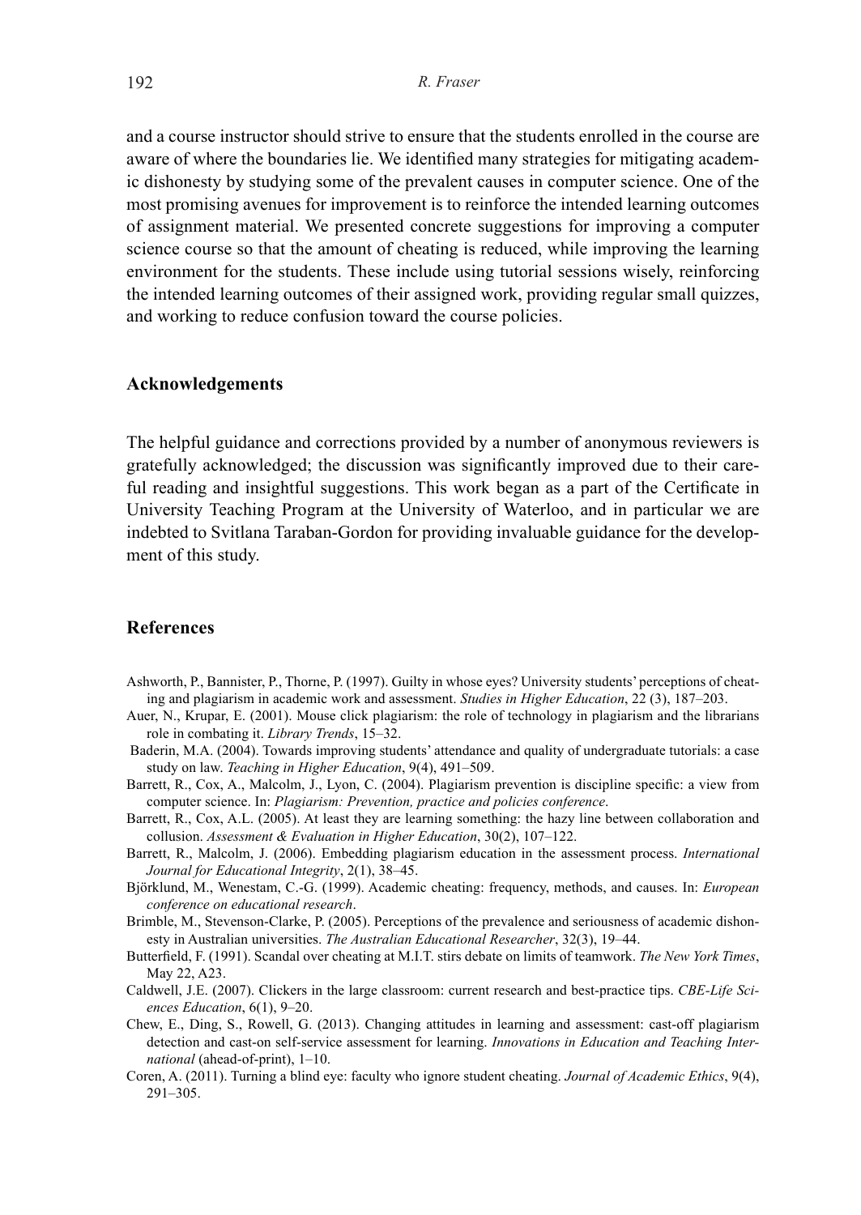and a course instructor should strive to ensure that the students enrolled in the course are aware of where the boundaries lie. We identified many strategies for mitigating academic dishonesty by studying some of the prevalent causes in computer science. One of the most promising avenues for improvement is to reinforce the intended learning outcomes of assignment material. We presented concrete suggestions for improving a computer science course so that the amount of cheating is reduced, while improving the learning environment for the students. These include using tutorial sessions wisely, reinforcing the intended learning outcomes of their assigned work, providing regular small quizzes, and working to reduce confusion toward the course policies.

## Acknowledgements

The helpful guidance and corrections provided by a number of anonymous reviewers is gratefully acknowledged; the discussion was significantly improved due to their careful reading and insightful suggestions. This work began as a part of the Certificate in University Teaching Program at the University of Waterloo, and in particular we are indebted to Svitlana Taraban-Gordon for providing invaluable guidance for the development of this study.

## References

Ashworth, P., Bannister, P., Thorne, P. (1997). Guilty in whose eyes? University students' perceptions of cheating and plagiarism in academic work and assessment. *Studies in Higher Education*, 22 (3), 187–203.

Auer, N., Krupar, E. (2001). Mouse click plagiarism: the role of technology in plagiarism and the librarians role in combating it. *Library Trends*, 15–32.

Baderin, M.A. (2004). Towards improving students' attendance and quality of undergraduate tutorials: a case study on law. *Teaching in Higher Education*, 9(4), 491–509.

Barrett, R., Cox, A., Malcolm, J., Lyon, C. (2004). Plagiarism prevention is discipline specific: a view from computer science. In: *Plagiarism: Prevention, practice and policies conference*.

Barrett, R., Cox, A.L. (2005). At least they are learning something: the hazy line between collaboration and collusion. *Assessment & Evaluation in Higher Education*, 30(2), 107–122.

Barrett, R., Malcolm, J. (2006). Embedding plagiarism education in the assessment process. *International Journal for Educational Integrity*, 2(1), 38–45.

Björklund, M., Wenestam, C.-G. (1999). Academic cheating: frequency, methods, and causes. In: *European conference on educational research*.

Brimble, M., Stevenson-Clarke, P. (2005). Perceptions of the prevalence and seriousness of academic dishonesty in Australian universities. *The Australian Educational Researcher*, 32(3), 19–44.

Butterfield, F. (1991). Scandal over cheating at M.I.T. stirs debate on limits of teamwork. *The New York Times*, May 22, A23.

Caldwell, J.E. (2007). Clickers in the large classroom: current research and best-practice tips. *CBE-Life Sciences Education*, 6(1), 9–20.

Chew, E., Ding, S., Rowell, G. (2013). Changing attitudes in learning and assessment: cast-off plagiarism detection and cast-on self-service assessment for learning. *Innovations in Education and Teaching International* (ahead-of-print), 1–10.

Coren, A. (2011). Turning a blind eye: faculty who ignore student cheating. *Journal of Academic Ethics*, 9(4), 291–305.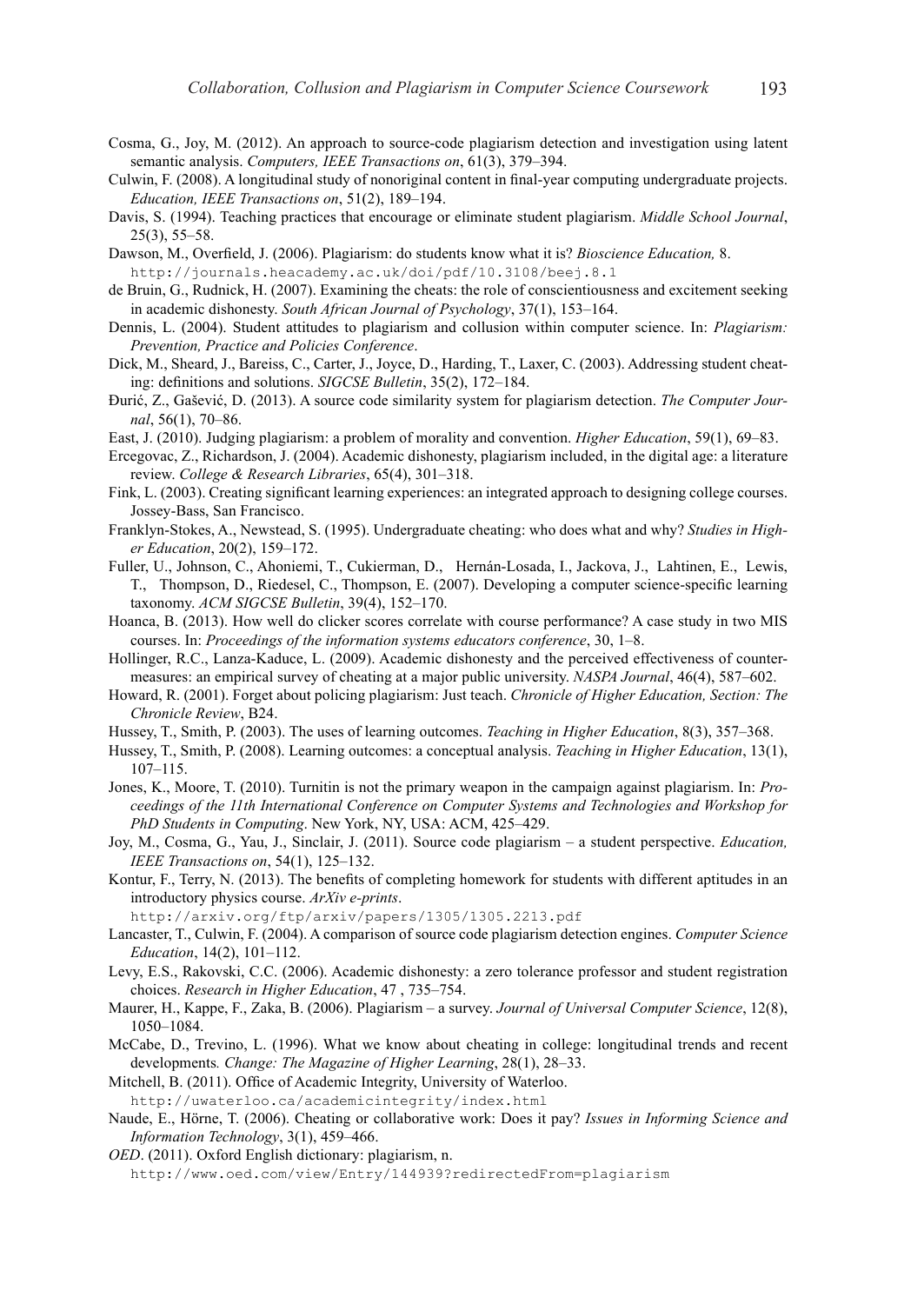Cosma, G., Joy, M. (2012). An approach to source-code plagiarism detection and investigation using latent semantic analysis. *Computers, IEEE Transactions on*, 61(3), 379–394.

Culwin, F. (2008). A longitudinal study of nonoriginal content in final-year computing undergraduate projects. *Education, IEEE Transactions on*, 51(2), 189–194.

Davis, S. (1994). Teaching practices that encourage or eliminate student plagiarism. *Middle School Journal*, 25(3), 55–58.

Dawson, M., Overfield, J. (2006). Plagiarism: do students know what it is? *Bioscience Education,* 8. http://journals.heacademy.ac.uk/doi/pdf/10.3108/beej.8.1

de Bruin, G., Rudnick, H. (2007). Examining the cheats: the role of conscientiousness and excitement seeking in academic dishonesty. *South African Journal of Psychology*, 37(1), 153–164.

Dennis, L. (2004). Student attitudes to plagiarism and collusion within computer science. In: *Plagiarism: Prevention, Practice and Policies Conference*.

Dick, M., Sheard, J., Bareiss, C., Carter, J., Joyce, D., Harding, T., Laxer, C. (2003). Addressing student cheating: definitions and solutions. *SIGCSE Bulletin*, 35(2), 172–184.

Đurić, Z., Gašević, D. (2013). A source code similarity system for plagiarism detection. *The Computer Journal*, 56(1), 70–86.

East, J. (2010). Judging plagiarism: a problem of morality and convention. *Higher Education*, 59(1), 69–83.

Ercegovac, Z., Richardson, J. (2004). Academic dishonesty, plagiarism included, in the digital age: a literature review. *College & Research Libraries*, 65(4), 301–318.

Fink, L. (2003). Creating significant learning experiences: an integrated approach to designing college courses. Jossey-Bass, San Francisco.

Franklyn-Stokes, A., Newstead, S. (1995). Undergraduate cheating: who does what and why? *Studies in Higher Education*, 20(2), 159–172.

Fuller, U., Johnson, C., Ahoniemi, T., Cukierman, D., Hernán-Losada, I., Jackova, J., Lahtinen, E., Lewis, T., Thompson, D., Riedesel, C., Thompson, E. (2007). Developing a computer science-specific learning taxonomy. *ACM SIGCSE Bulletin*, 39(4), 152–170.

Hoanca, B. (2013). How well do clicker scores correlate with course performance? A case study in two MIS courses. In: *Proceedings of the information systems educators conference*, 30, 1–8.

Hollinger, R.C., Lanza-Kaduce, L. (2009). Academic dishonesty and the perceived effectiveness of countermeasures: an empirical survey of cheating at a major public university. *NASPA Journal*, 46(4), 587–602.

Howard, R. (2001). Forget about policing plagiarism: Just teach. *Chronicle of Higher Education, Section: The Chronicle Review*, B24.

Hussey, T., Smith, P. (2003). The uses of learning outcomes. *Teaching in Higher Education*, 8(3), 357–368.

Hussey, T., Smith, P. (2008). Learning outcomes: a conceptual analysis. *Teaching in Higher Education*, 13(1), 107–115.

Jones, K., Moore, T. (2010). Turnitin is not the primary weapon in the campaign against plagiarism. In: *Proceedings of the 11th International Conference on Computer Systems and Technologies and Workshop for PhD Students in Computing*. New York, NY, USA: ACM, 425–429.

Joy, M., Cosma, G., Yau, J., Sinclair, J. (2011). Source code plagiarism – a student perspective. *Education, IEEE Transactions on*, 54(1), 125–132.

Kontur, F., Terry, N. (2013). The benefits of completing homework for students with different aptitudes in an introductory physics course. *ArXiv e-prints*. http://arxiv.org/ftp/arxiv/papers/1305/1305.2213.pdf

Lancaster, T., Culwin, F. (2004). A comparison of source code plagiarism detection engines. *Computer Science Education*, 14(2), 101–112.

Levy, E.S., Rakovski, C.C. (2006). Academic dishonesty: a zero tolerance professor and student registration choices. *Research in Higher Education*, 47 , 735–754.

Maurer, H., Kappe, F., Zaka, B. (2006). Plagiarism – a survey. *Journal of Universal Computer Science*, 12(8), 1050–1084.

McCabe, D., Trevino, L. (1996). What we know about cheating in college: longitudinal trends and recent developments*. Change: The Magazine of Higher Learning*, 28(1), 28–33.

Mitchell, B. (2011). Office of Academic Integrity, University of Waterloo. http://uwaterloo.ca/academicintegrity/index.html

Naude, E., Hörne, T. (2006). Cheating or collaborative work: Does it pay? *Issues in Informing Science and Information Technology*, 3(1), 459–466.

*OED*. (2011). Oxford English dictionary: plagiarism, n. http://www.oed.com/view/Entry/144939?redirectedFrom=plagiarism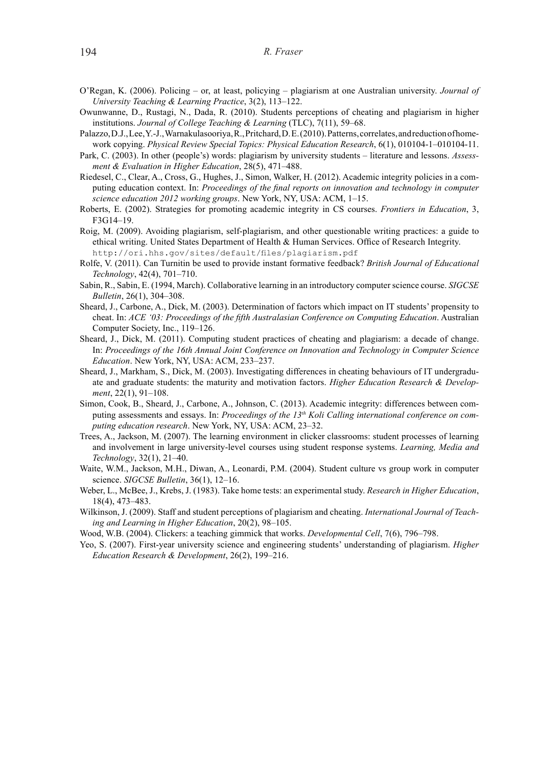O'Regan, K. (2006). Policing – or, at least, policying – plagiarism at one Australian university. *Journal of University Teaching & Learning Practice*, 3(2), 113–122.

Owunwanne, D., Rustagi, N., Dada, R. (2010). Students perceptions of cheating and plagiarism in higher institutions. *Journal of College Teaching & Learning* (TLC), 7(11), 59–68.

Palazzo, D.J., Lee, Y.-J., Warnakulasooriya, R., Pritchard, D. E. (2010). Patterns, correlates, and reduction of homework copying. *Physical Review Special Topics: Physical Education Research*, 6(1), 010104-1–010104-11.

Park, C. (2003). In other (people's) words: plagiarism by university students – literature and lessons. *Assessment & Evaluation in Higher Education*, 28(5), 471–488.

Riedesel, C., Clear, A., Cross, G., Hughes, J., Simon, Walker, H. (2012). Academic integrity policies in a computing education context. In: *Proceedings of the final reports on innovation and technology in computer science education 2012 working groups*. New York, NY, USA: ACM, 1–15.

Roberts, E. (2002). Strategies for promoting academic integrity in CS courses. *Frontiers in Education*, 3, F3G14–19.

Roig, M. (2009). Avoiding plagiarism, self-plagiarism, and other questionable writing practices: a guide to ethical writing. United States Department of Health & Human Services. Office of Research Integrity. `http://ori.hhs.gov/sites/default/files/plagiarism.pdf`

Rolfe, V. (2011). Can Turnitin be used to provide instant formative feedback? *British Journal of Educational Technology*, 42(4), 701–710.

Sabin, R., Sabin, E. (1994, March). Collaborative learning in an introductory computer science course. *SIGCSE Bulletin*, 26(1), 304–308.

Sheard, J., Carbone, A., Dick, M. (2003). Determination of factors which impact on IT students' propensity to cheat. In: *ACE '03: Proceedings of the fifth Australasian Conference on Computing Education*. Australian Computer Society, Inc., 119–126.

Sheard, J., Dick, M. (2011). Computing student practices of cheating and plagiarism: a decade of change. In: *Proceedings of the 16th Annual Joint Conference on Innovation and Technology in Computer Science Education*. New York, NY, USA: ACM, 233–237.

Sheard, J., Markham, S., Dick, M. (2003). Investigating differences in cheating behaviours of IT undergraduate and graduate students: the maturity and motivation factors. *Higher Education Research & Development*, 22(1), 91–108.

Simon, Cook, B., Sheard, J., Carbone, A., Johnson, C. (2013). Academic integrity: differences between computing assessments and essays. In: *Proceedings of the 13th Koli Calling international conference on computing education research*. New York, NY, USA: ACM, 23–32.

Trees, A., Jackson, M. (2007). The learning environment in clicker classrooms: student processes of learning and involvement in large university-level courses using student response systems. *Learning, Media and Technology*, 32(1), 21–40.

Waite, W.M., Jackson, M.H., Diwan, A., Leonardi, P.M. (2004). Student culture vs group work in computer science. *SIGCSE Bulletin*, 36(1), 12–16.

Weber, L., McBee, J., Krebs, J. (1983). Take home tests: an experimental study. *Research in Higher Education*, 18(4), 473–483.

Wilkinson, J. (2009). Staff and student perceptions of plagiarism and cheating. *International Journal of Teaching and Learning in Higher Education*, 20(2), 98–105.

Wood, W.B. (2004). Clickers: a teaching gimmick that works. *Developmental Cell*, 7(6), 796–798.

Yeo, S. (2007). First-year university science and engineering students' understanding of plagiarism. *Higher Education Research & Development*, 26(2), 199–216.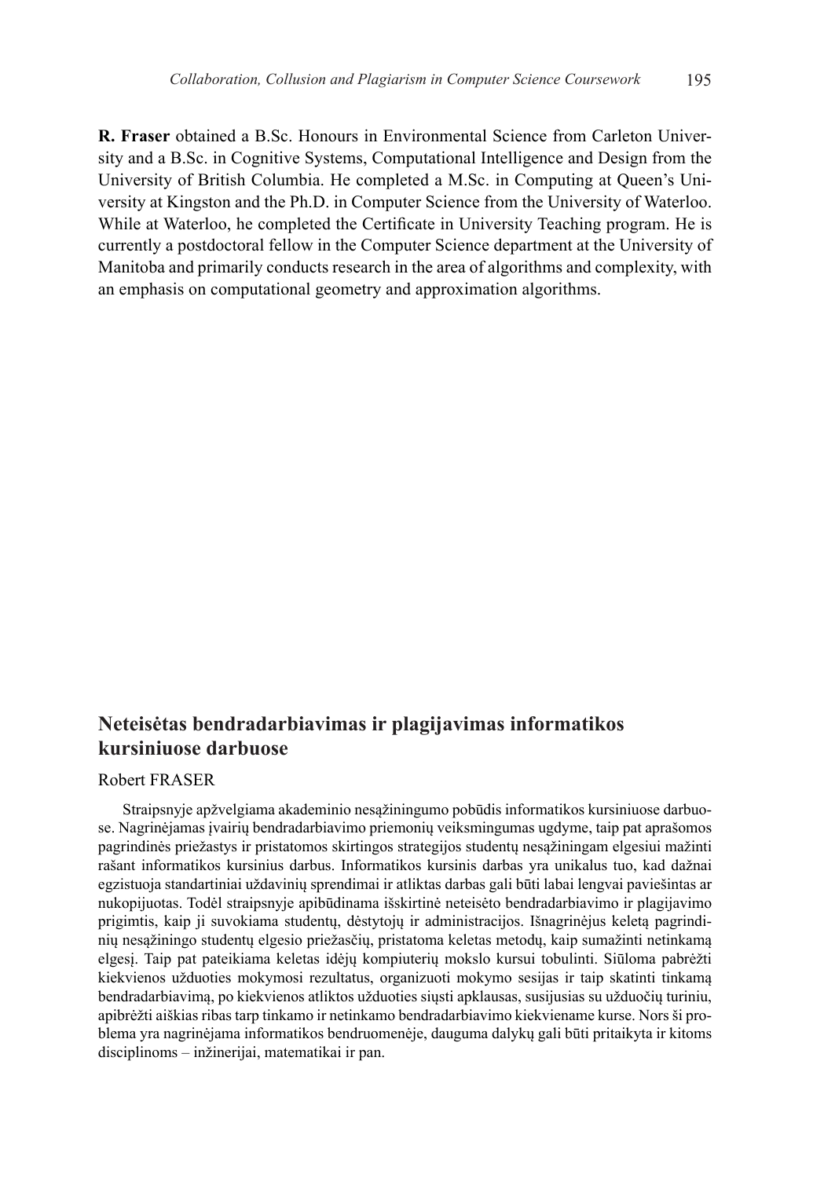**R. Fraser** obtained a B.Sc. Honours in Environmental Science from Carleton University and a B.Sc. in Cognitive Systems, Computational Intelligence and Design from the University of British Columbia. He completed a M.Sc. in Computing at Queen's University at Kingston and the Ph.D. in Computer Science from the University of Waterloo. While at Waterloo, he completed the Certificate in University Teaching program. He is currently a postdoctoral fellow in the Computer Science department at the University of Manitoba and primarily conducts research in the area of algorithms and complexity, with an emphasis on computational geometry and approximation algorithms.

## Neteisėtas bendradarbiavimas ir plagijavimas informatikos kursiniuose darbuose

Robert FRASER

Straipsnyje apžvelgiama akademinio nesąžiningumo pobūdis informatikos kursiniuose darbuose. Nagrinėjamas įvairių bendradarbiavimo priemonių veiksmingumas ugdyme, taip pat aprašomos pagrindinės priežastys ir pristatomos skirtingos strategijos studentų nesąžiningam elgesiui mažinti rašant informatikos kursinius darbus. Informatikos kursinis darbas yra unikalus tuo, kad dažnai egzistuoja standartiniai uždavinių sprendimai ir atliktas darbas gali būti labai lengvai paviešintas ar nukopijuotas. Todėl straipsnyje apibūdinama išskirtinė neteisėto bendradarbiavimo ir plagijavimo prigimtis, kaip ji suvokiama studentų, dėstytojų ir administracijos. Išnagrinėjus keletą pagrindinių nesąžiningo studentų elgesio priežasčių, pristatoma keletas metodų, kaip sumažinti netinkamą elgesį. Taip pat pateikiama keletas idėjų kompiuterių mokslo kursui tobulinti. Siūloma pabrėžti kiekvienos užduoties mokymosi rezultatus, organizuoti mokymo sesijas ir taip skatinti tinkamą bendradarbiavimą, po kiekvienos atliktos užduoties siųsti apklausas, susijusias su užduočių turiniu, apibrėžti aiškias ribas tarp tinkamo ir netinkamo bendradarbiavimo kiekviename kurse. Nors ši problema yra nagrinėjama informatikos bendruomenėje, dauguma dalykų gali būti pritaikyta ir kitoms disciplinoms – inžinerijai, matematikai ir pan.